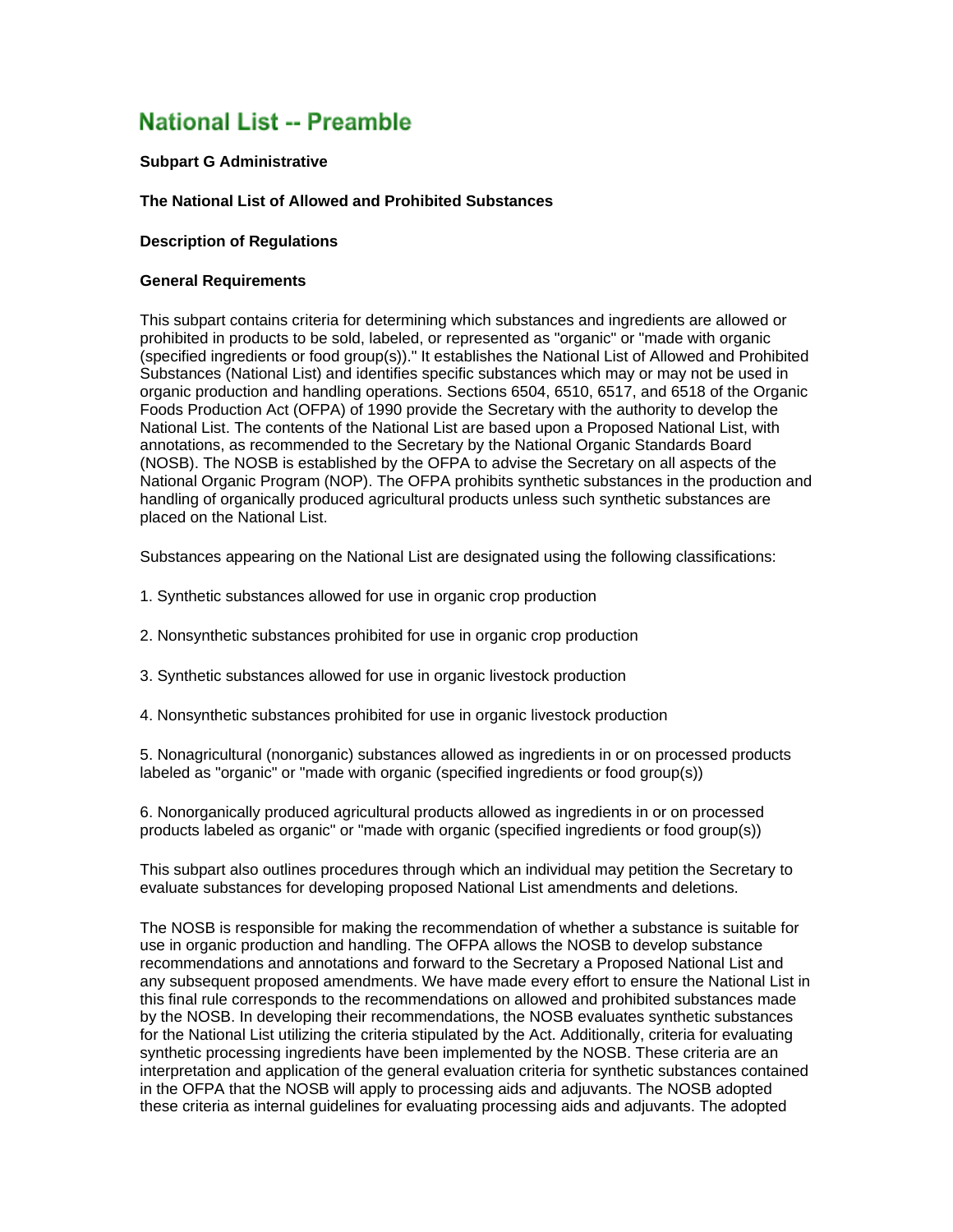# National List -- Preamble

**Subpart G Administrative**

**The National List of Allowed and Prohibited Substances**

**Description of Regulations**

**General Requirements**

This subpart contains criteria for determining which substances and ingredients are allowed or prohibited in products to be sold, labeled, or represented as "organic" or "made with organic (specified ingredients or food group(s))." It establishes the National List of Allowed and Prohibited Substances (National List) and identifies specific substances which may or may not be used in organic production and handling operations. Sections 6504, 6510, 6517, and 6518 of the Organic Foods Production Act (OFPA) of 1990 provide the Secretary with the authority to develop the National List. The contents of the National List are based upon a Proposed National List, with annotations, as recommended to the Secretary by the National Organic Standards Board (NOSB). The NOSB is established by the OFPA to advise the Secretary on all aspects of the National Organic Program (NOP). The OFPA prohibits synthetic substances in the production and handling of organically produced agricultural products unless such synthetic substances are placed on the National List.

Substances appearing on the National List are designated using the following classifications:

1. Synthetic substances allowed for use in organic crop production

2. Nonsynthetic substances prohibited for use in organic crop production

3. Synthetic substances allowed for use in organic livestock production

4. Nonsynthetic substances prohibited for use in organic livestock production

5. Nonagricultural (nonorganic) substances allowed as ingredients in or on processed products labeled as "organic" or "made with organic (specified ingredients or food group(s))

6. Nonorganically produced agricultural products allowed as ingredients in or on processed products labeled as organic" or "made with organic (specified ingredients or food group(s))

This subpart also outlines procedures through which an individual may petition the Secretary to evaluate substances for developing proposed National List amendments and deletions.

The NOSB is responsible for making the recommendation of whether a substance is suitable for use in organic production and handling. The OFPA allows the NOSB to develop substance recommendations and annotations and forward to the Secretary a Proposed National List and any subsequent proposed amendments. We have made every effort to ensure the National List in this final rule corresponds to the recommendations on allowed and prohibited substances made by the NOSB. In developing their recommendations, the NOSB evaluates synthetic substances for the National List utilizing the criteria stipulated by the Act. Additionally, criteria for evaluating synthetic processing ingredients have been implemented by the NOSB. These criteria are an interpretation and application of the general evaluation criteria for synthetic substances contained in the OFPA that the NOSB will apply to processing aids and adjuvants. The NOSB adopted these criteria as internal guidelines for evaluating processing aids and adjuvants. The adopted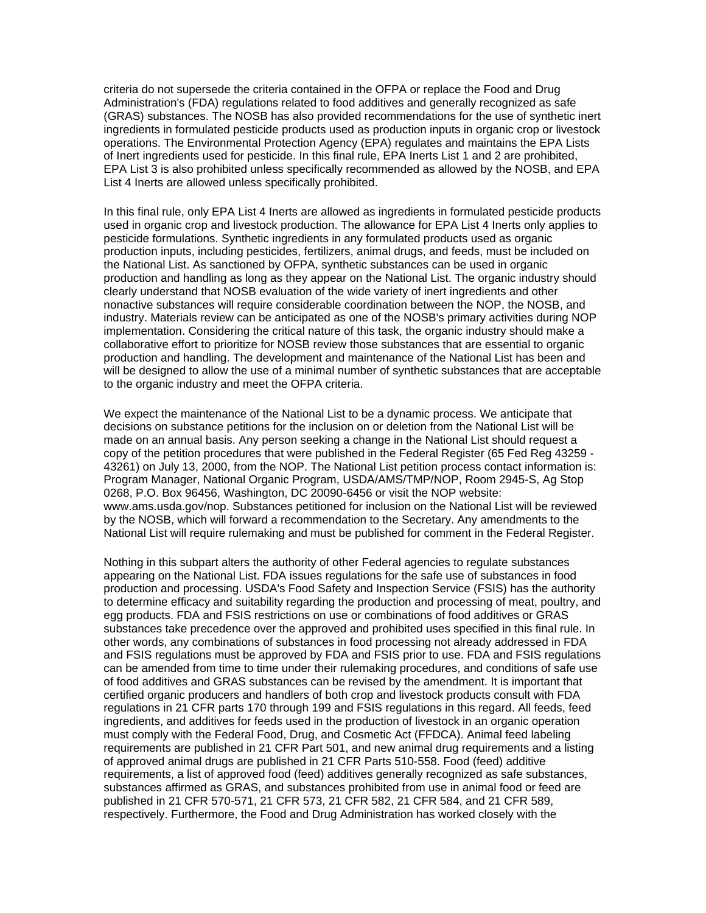criteria do not supersede the criteria contained in the OFPA or replace the Food and Drug Administration's (FDA) regulations related to food additives and generally recognized as safe (GRAS) substances. The NOSB has also provided recommendations for the use of synthetic inert ingredients in formulated pesticide products used as production inputs in organic crop or livestock operations. The Environmental Protection Agency (EPA) regulates and maintains the EPA Lists of Inert ingredients used for pesticide. In this final rule, EPA Inerts List 1 and 2 are prohibited, EPA List 3 is also prohibited unless specifically recommended as allowed by the NOSB, and EPA List 4 Inerts are allowed unless specifically prohibited.

In this final rule, only EPA List 4 Inerts are allowed as ingredients in formulated pesticide products used in organic crop and livestock production. The allowance for EPA List 4 Inerts only applies to pesticide formulations. Synthetic ingredients in any formulated products used as organic production inputs, including pesticides, fertilizers, animal drugs, and feeds, must be included on the National List. As sanctioned by OFPA, synthetic substances can be used in organic production and handling as long as they appear on the National List. The organic industry should clearly understand that NOSB evaluation of the wide variety of inert ingredients and other nonactive substances will require considerable coordination between the NOP, the NOSB, and industry. Materials review can be anticipated as one of the NOSB's primary activities during NOP implementation. Considering the critical nature of this task, the organic industry should make a collaborative effort to prioritize for NOSB review those substances that are essential to organic production and handling. The development and maintenance of the National List has been and will be designed to allow the use of a minimal number of synthetic substances that are acceptable to the organic industry and meet the OFPA criteria.

We expect the maintenance of the National List to be a dynamic process. We anticipate that decisions on substance petitions for the inclusion on or deletion from the National List will be made on an annual basis. Any person seeking a change in the National List should request a copy of the petition procedures that were published in the Federal Register (65 Fed Reg 43259 - 43261) on July 13, 2000, from the NOP. The National List petition process contact information is: Program Manager, National Organic Program, USDA/AMS/TMP/NOP, Room 2945-S, Ag Stop 0268, P.O. Box 96456, Washington, DC 20090-6456 or visit the NOP website: www.ams.usda.gov/nop. Substances petitioned for inclusion on the National List will be reviewed by the NOSB, which will forward a recommendation to the Secretary. Any amendments to the National List will require rulemaking and must be published for comment in the Federal Register.

Nothing in this subpart alters the authority of other Federal agencies to regulate substances appearing on the National List. FDA issues regulations for the safe use of substances in food production and processing. USDA's Food Safety and Inspection Service (FSIS) has the authority to determine efficacy and suitability regarding the production and processing of meat, poultry, and egg products. FDA and FSIS restrictions on use or combinations of food additives or GRAS substances take precedence over the approved and prohibited uses specified in this final rule. In other words, any combinations of substances in food processing not already addressed in FDA and FSIS regulations must be approved by FDA and FSIS prior to use. FDA and FSIS regulations can be amended from time to time under their rulemaking procedures, and conditions of safe use of food additives and GRAS substances can be revised by the amendment. It is important that certified organic producers and handlers of both crop and livestock products consult with FDA regulations in 21 CFR parts 170 through 199 and FSIS regulations in this regard. All feeds, feed ingredients, and additives for feeds used in the production of livestock in an organic operation must comply with the Federal Food, Drug, and Cosmetic Act (FFDCA). Animal feed labeling requirements are published in 21 CFR Part 501, and new animal drug requirements and a listing of approved animal drugs are published in 21 CFR Parts 510-558. Food (feed) additive requirements, a list of approved food (feed) additives generally recognized as safe substances, substances affirmed as GRAS, and substances prohibited from use in animal food or feed are published in 21 CFR 570-571, 21 CFR 573, 21 CFR 582, 21 CFR 584, and 21 CFR 589, respectively. Furthermore, the Food and Drug Administration has worked closely with the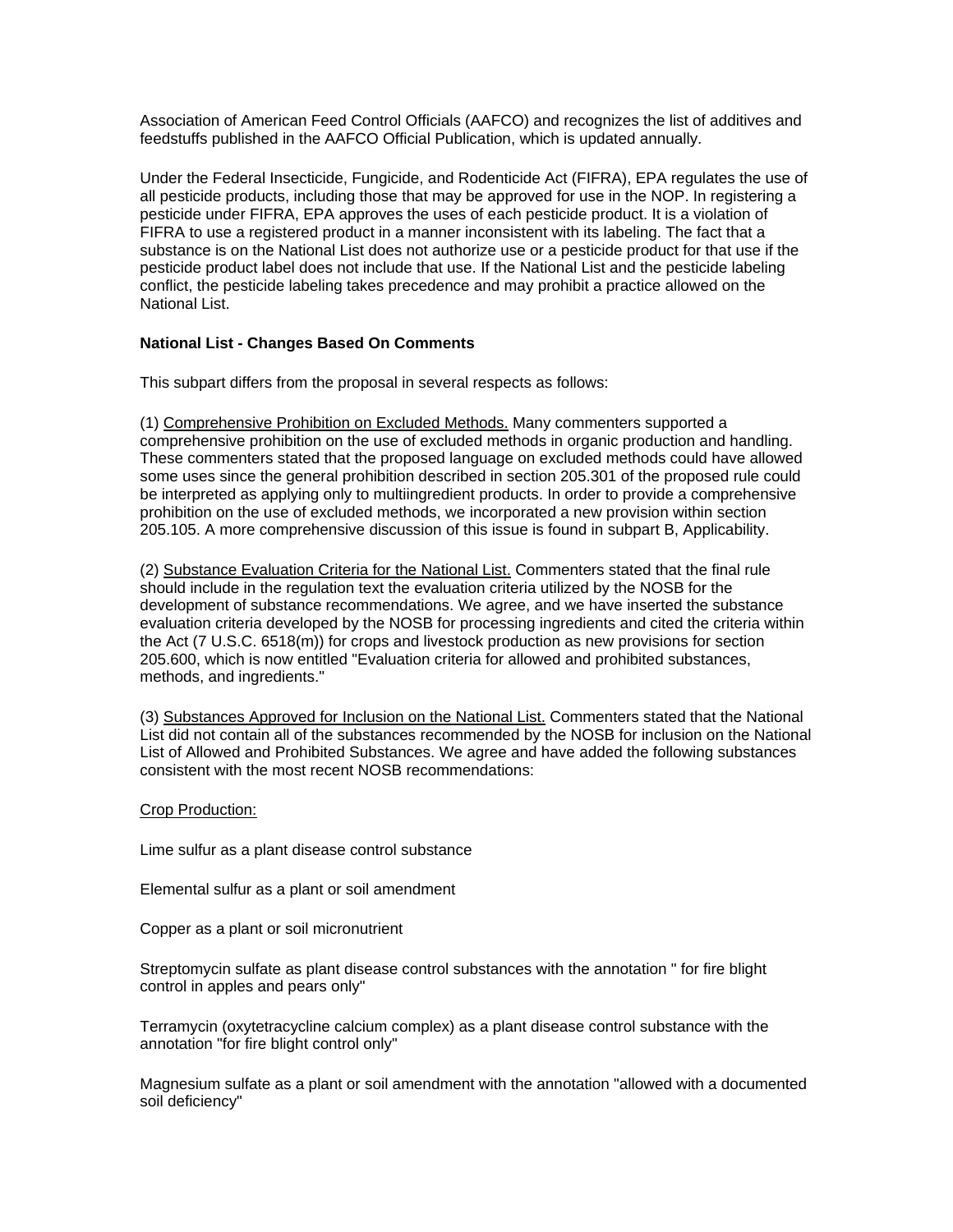Association of American Feed Control Officials (AAFCO) and recognizes the list of additives and feedstuffs published in the AAFCO Official Publication, which is updated annually.

Under the Federal Insecticide, Fungicide, and Rodenticide Act (FIFRA), EPA regulates the use of all pesticide products, including those that may be approved for use in the NOP. In registering a pesticide under FIFRA, EPA approves the uses of each pesticide product. It is a violation of FIFRA to use a registered product in a manner inconsistent with its labeling. The fact that a substance is on the National List does not authorize use or a pesticide product for that use if the pesticide product label does not include that use. If the National List and the pesticide labeling conflict, the pesticide labeling takes precedence and may prohibit a practice allowed on the National List.

**National List - Changes Based On Comments**

This subpart differs from the proposal in several respects as follows:

(1) Comprehensive Prohibition on Excluded Methods. Many commenters supported a comprehensive prohibition on the use of excluded methods in organic production and handling. These commenters stated that the proposed language on excluded methods could have allowed some uses since the general prohibition described in section 205.301 of the proposed rule could be interpreted as applying only to multiingredient products. In order to provide a comprehensive prohibition on the use of excluded methods, we incorporated a new provision within section 205.105. A more comprehensive discussion of this issue is found in subpart B, Applicability.

(2) Substance Evaluation Criteria for the National List. Commenters stated that the final rule should include in the regulation text the evaluation criteria utilized by the NOSB for the development of substance recommendations. We agree, and we have inserted the substance evaluation criteria developed by the NOSB for processing ingredients and cited the criteria within the Act (7 U.S.C. 6518(m)) for crops and livestock production as new provisions for section 205.600, which is now entitled "Evaluation criteria for allowed and prohibited substances, methods, and ingredients."

(3) Substances Approved for Inclusion on the National List. Commenters stated that the National List did not contain all of the substances recommended by the NOSB for inclusion on the National List of Allowed and Prohibited Substances. We agree and have added the following substances consistent with the most recent NOSB recommendations:

Crop Production:

Lime sulfur as a plant disease control substance

Elemental sulfur as a plant or soil amendment

Copper as a plant or soil micronutrient

Streptomycin sulfate as plant disease control substances with the annotation " for fire blight control in apples and pears only"

Terramycin (oxytetracycline calcium complex) as a plant disease control substance with the annotation "for fire blight control only"

Magnesium sulfate as a plant or soil amendment with the annotation "allowed with a documented soil deficiency"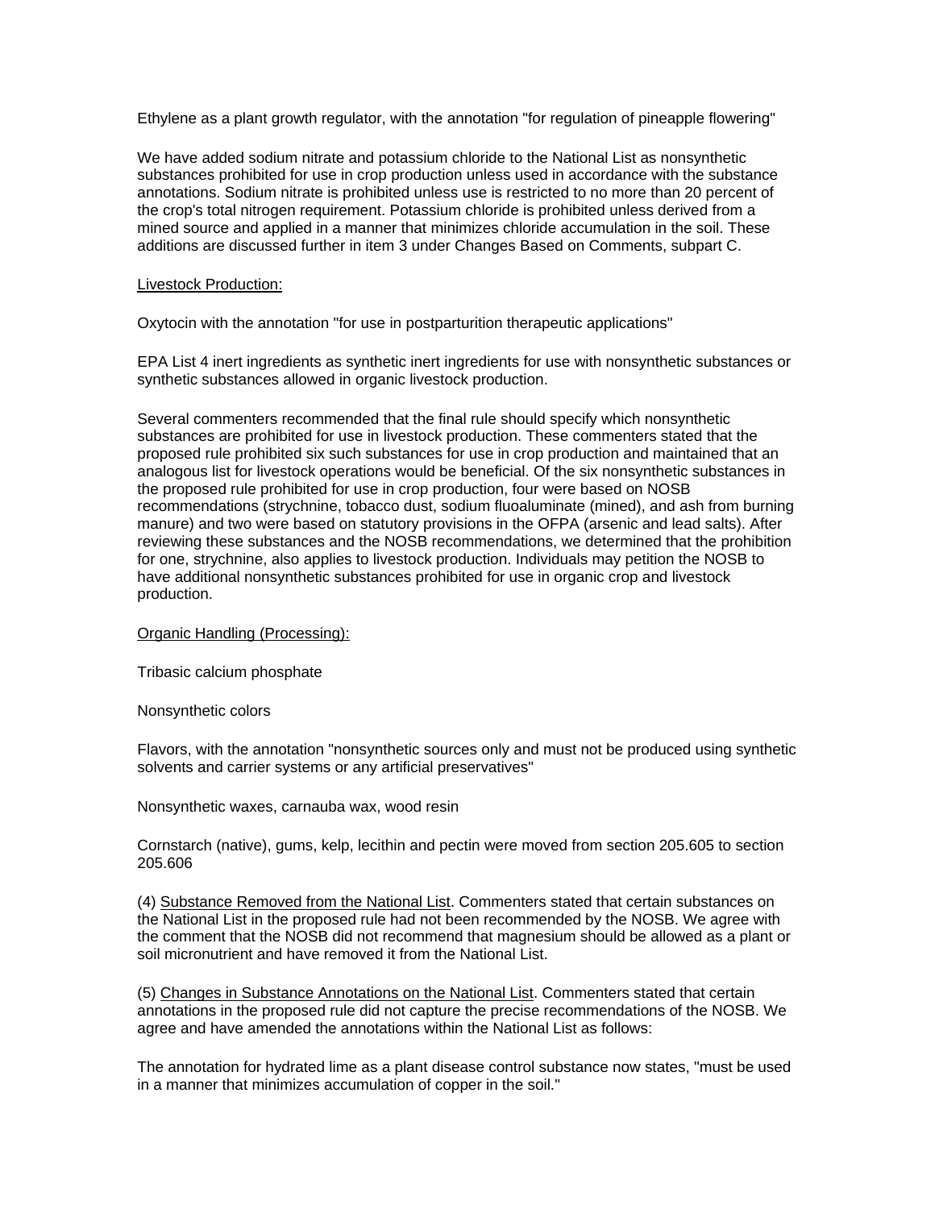Ethylene as a plant growth regulator, with the annotation "for regulation of pineapple flowering"

We have added sodium nitrate and potassium chloride to the National List as nonsynthetic substances prohibited for use in crop production unless used in accordance with the substance annotations. Sodium nitrate is prohibited unless use is restricted to no more than 20 percent of the crop's total nitrogen requirement. Potassium chloride is prohibited unless derived from a mined source and applied in a manner that minimizes chloride accumulation in the soil. These additions are discussed further in item 3 under Changes Based on Comments, subpart C.

<u>Livestock Production:</u>

Oxytocin with the annotation "for use in postparturition therapeutic applications"

EPA List 4 inert ingredients as synthetic inert ingredients for use with nonsynthetic substances or synthetic substances allowed in organic livestock production.

Several commenters recommended that the final rule should specify which nonsynthetic substances are prohibited for use in livestock production. These commenters stated that the proposed rule prohibited six such substances for use in crop production and maintained that an analogous list for livestock operations would be beneficial. Of the six nonsynthetic substances in the proposed rule prohibited for use in crop production, four were based on NOSB recommendations (strychnine, tobacco dust, sodium fluoaluminate (mined), and ash from burning manure) and two were based on statutory provisions in the OFPA (arsenic and lead salts). After reviewing these substances and the NOSB recommendations, we determined that the prohibition for one, strychnine, also applies to livestock production. Individuals may petition the NOSB to have additional nonsynthetic substances prohibited for use in organic crop and livestock production.

<u>Organic Handling (Processing):</u>

Tribasic calcium phosphate

Nonsynthetic colors

Flavors, with the annotation "nonsynthetic sources only and must not be produced using synthetic solvents and carrier systems or any artificial preservatives"

Nonsynthetic waxes, carnauba wax, wood resin

Cornstarch (native), gums, kelp, lecithin and pectin were moved from section 205.605 to section 205.606

(4) <u>Substance Removed from the National List</u>. Commenters stated that certain substances on the National List in the proposed rule had not been recommended by the NOSB. We agree with the comment that the NOSB did not recommend that magnesium should be allowed as a plant or soil micronutrient and have removed it from the National List.

(5) <u>Changes in Substance Annotations on the National List</u>. Commenters stated that certain annotations in the proposed rule did not capture the precise recommendations of the NOSB. We agree and have amended the annotations within the National List as follows:

The annotation for hydrated lime as a plant disease control substance now states, "must be used in a manner that minimizes accumulation of copper in the soil."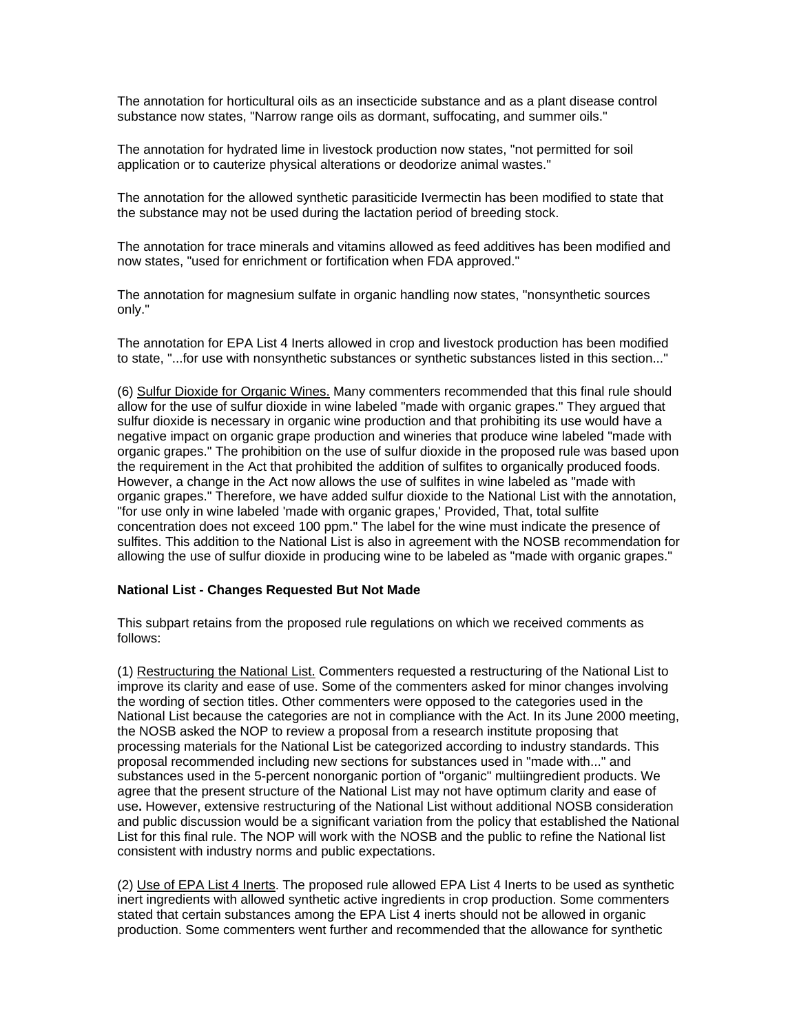The annotation for horticultural oils as an insecticide substance and as a plant disease control substance now states, "Narrow range oils as dormant, suffocating, and summer oils."

The annotation for hydrated lime in livestock production now states, "not permitted for soil application or to cauterize physical alterations or deodorize animal wastes."

The annotation for the allowed synthetic parasiticide Ivermectin has been modified to state that the substance may not be used during the lactation period of breeding stock.

The annotation for trace minerals and vitamins allowed as feed additives has been modified and now states, "used for enrichment or fortification when FDA approved."

The annotation for magnesium sulfate in organic handling now states, "nonsynthetic sources only."

The annotation for EPA List 4 Inerts allowed in crop and livestock production has been modified to state, "...for use with nonsynthetic substances or synthetic substances listed in this section..."

(6) Sulfur Dioxide for Organic Wines. Many commenters recommended that this final rule should allow for the use of sulfur dioxide in wine labeled "made with organic grapes." They argued that sulfur dioxide is necessary in organic wine production and that prohibiting its use would have a negative impact on organic grape production and wineries that produce wine labeled "made with organic grapes." The prohibition on the use of sulfur dioxide in the proposed rule was based upon the requirement in the Act that prohibited the addition of sulfites to organically produced foods. However, a change in the Act now allows the use of sulfites in wine labeled as "made with organic grapes." Therefore, we have added sulfur dioxide to the National List with the annotation, "for use only in wine labeled 'made with organic grapes,' Provided, That, total sulfite concentration does not exceed 100 ppm." The label for the wine must indicate the presence of sulfites. This addition to the National List is also in agreement with the NOSB recommendation for allowing the use of sulfur dioxide in producing wine to be labeled as "made with organic grapes."

**National List - Changes Requested But Not Made**

This subpart retains from the proposed rule regulations on which we received comments as follows:

(1) Restructuring the National List. Commenters requested a restructuring of the National List to improve its clarity and ease of use. Some of the commenters asked for minor changes involving the wording of section titles. Other commenters were opposed to the categories used in the National List because the categories are not in compliance with the Act. In its June 2000 meeting, the NOSB asked the NOP to review a proposal from a research institute proposing that processing materials for the National List be categorized according to industry standards. This proposal recommended including new sections for substances used in "made with..." and substances used in the 5-percent nonorganic portion of "organic" multiingredient products. We agree that the present structure of the National List may not have optimum clarity and ease of use**.** However, extensive restructuring of the National List without additional NOSB consideration and public discussion would be a significant variation from the policy that established the National List for this final rule. The NOP will work with the NOSB and the public to refine the National list consistent with industry norms and public expectations.

(2) Use of EPA List 4 Inerts. The proposed rule allowed EPA List 4 Inerts to be used as synthetic inert ingredients with allowed synthetic active ingredients in crop production. Some commenters stated that certain substances among the EPA List 4 inerts should not be allowed in organic production. Some commenters went further and recommended that the allowance for synthetic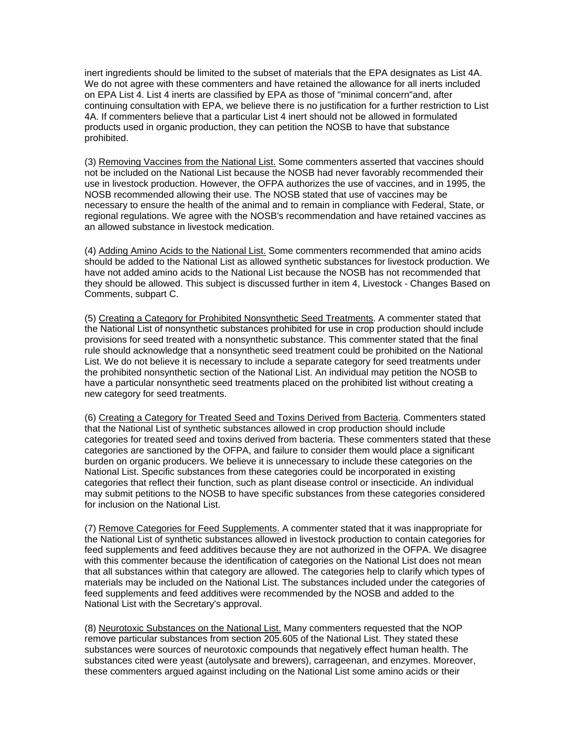inert ingredients should be limited to the subset of materials that the EPA designates as List 4A. We do not agree with these commenters and have retained the allowance for all inerts included on EPA List 4. List 4 inerts are classified by EPA as those of "minimal concern"and, after continuing consultation with EPA, we believe there is no justification for a further restriction to List 4A. If commenters believe that a particular List 4 inert should not be allowed in formulated products used in organic production, they can petition the NOSB to have that substance prohibited.

(3) Removing Vaccines from the National List. Some commenters asserted that vaccines should not be included on the National List because the NOSB had never favorably recommended their use in livestock production. However, the OFPA authorizes the use of vaccines, and in 1995, the NOSB recommended allowing their use. The NOSB stated that use of vaccines may be necessary to ensure the health of the animal and to remain in compliance with Federal, State, or regional regulations. We agree with the NOSB's recommendation and have retained vaccines as an allowed substance in livestock medication.

(4) Adding Amino Acids to the National List. Some commenters recommended that amino acids should be added to the National List as allowed synthetic substances for livestock production. We have not added amino acids to the National List because the NOSB has not recommended that they should be allowed. This subject is discussed further in item 4, Livestock - Changes Based on Comments, subpart C.

(5) Creating a Category for Prohibited Nonsynthetic Seed Treatments. A commenter stated that the National List of nonsynthetic substances prohibited for use in crop production should include provisions for seed treated with a nonsynthetic substance. This commenter stated that the final rule should acknowledge that a nonsynthetic seed treatment could be prohibited on the National List. We do not believe it is necessary to include a separate category for seed treatments under the prohibited nonsynthetic section of the National List. An individual may petition the NOSB to have a particular nonsynthetic seed treatments placed on the prohibited list without creating a new category for seed treatments.

(6) Creating a Category for Treated Seed and Toxins Derived from Bacteria. Commenters stated that the National List of synthetic substances allowed in crop production should include categories for treated seed and toxins derived from bacteria. These commenters stated that these categories are sanctioned by the OFPA, and failure to consider them would place a significant burden on organic producers. We believe it is unnecessary to include these categories on the National List. Specific substances from these categories could be incorporated in existing categories that reflect their function, such as plant disease control or insecticide. An individual may submit petitions to the NOSB to have specific substances from these categories considered for inclusion on the National List.

(7) Remove Categories for Feed Supplements. A commenter stated that it was inappropriate for the National List of synthetic substances allowed in livestock production to contain categories for feed supplements and feed additives because they are not authorized in the OFPA. We disagree with this commenter because the identification of categories on the National List does not mean that all substances within that category are allowed. The categories help to clarify which types of materials may be included on the National List. The substances included under the categories of feed supplements and feed additives were recommended by the NOSB and added to the National List with the Secretary's approval.

(8) Neurotoxic Substances on the National List. Many commenters requested that the NOP remove particular substances from section 205.605 of the National List. They stated these substances were sources of neurotoxic compounds that negatively effect human health. The substances cited were yeast (autolysate and brewers), carrageenan, and enzymes. Moreover, these commenters argued against including on the National List some amino acids or their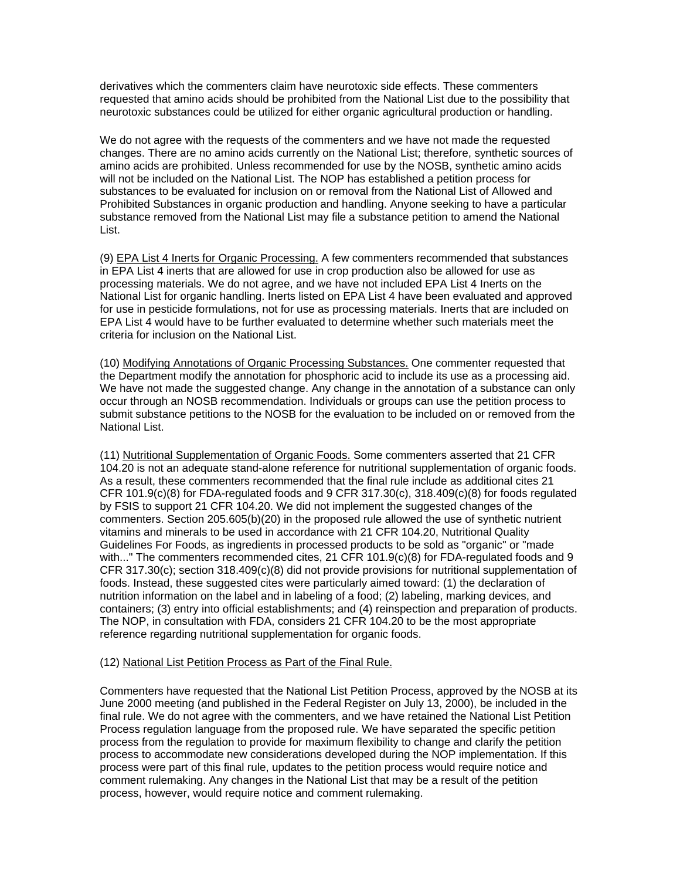derivatives which the commenters claim have neurotoxic side effects. These commenters requested that amino acids should be prohibited from the National List due to the possibility that neurotoxic substances could be utilized for either organic agricultural production or handling.

We do not agree with the requests of the commenters and we have not made the requested changes. There are no amino acids currently on the National List; therefore, synthetic sources of amino acids are prohibited. Unless recommended for use by the NOSB, synthetic amino acids will not be included on the National List. The NOP has established a petition process for substances to be evaluated for inclusion on or removal from the National List of Allowed and Prohibited Substances in organic production and handling. Anyone seeking to have a particular substance removed from the National List may file a substance petition to amend the National List.

(9) <u>EPA List 4 Inerts for Organic Processing.</u> A few commenters recommended that substances in EPA List 4 inerts that are allowed for use in crop production also be allowed for use as processing materials. We do not agree, and we have not included EPA List 4 Inerts on the National List for organic handling. Inerts listed on EPA List 4 have been evaluated and approved for use in pesticide formulations, not for use as processing materials. Inerts that are included on EPA List 4 would have to be further evaluated to determine whether such materials meet the criteria for inclusion on the National List.

(10) <u>Modifying Annotations of Organic Processing Substances.</u> One commenter requested that the Department modify the annotation for phosphoric acid to include its use as a processing aid. We have not made the suggested change. Any change in the annotation of a substance can only occur through an NOSB recommendation. Individuals or groups can use the petition process to submit substance petitions to the NOSB for the evaluation to be included on or removed from the National List.

(11) <u>Nutritional Supplementation of Organic Foods.</u> Some commenters asserted that 21 CFR 104.20 is not an adequate stand-alone reference for nutritional supplementation of organic foods. As a result, these commenters recommended that the final rule include as additional cites 21 CFR 101.9(c)(8) for FDA-regulated foods and 9 CFR 317.30(c), 318.409(c)(8) for foods regulated by FSIS to support 21 CFR 104.20. We did not implement the suggested changes of the commenters. Section 205.605(b)(20) in the proposed rule allowed the use of synthetic nutrient vitamins and minerals to be used in accordance with 21 CFR 104.20, Nutritional Quality Guidelines For Foods, as ingredients in processed products to be sold as "organic" or "made with..." The commenters recommended cites, 21 CFR 101.9(c)(8) for FDA-regulated foods and 9 CFR 317.30(c); section 318.409(c)(8) did not provide provisions for nutritional supplementation of foods. Instead, these suggested cites were particularly aimed toward: (1) the declaration of nutrition information on the label and in labeling of a food; (2) labeling, marking devices, and containers; (3) entry into official establishments; and (4) reinspection and preparation of products. The NOP, in consultation with FDA, considers 21 CFR 104.20 to be the most appropriate reference regarding nutritional supplementation for organic foods.

(12) <u>National List Petition Process as Part of the Final Rule.</u>

Commenters have requested that the National List Petition Process, approved by the NOSB at its June 2000 meeting (and published in the Federal Register on July 13, 2000), be included in the final rule. We do not agree with the commenters, and we have retained the National List Petition Process regulation language from the proposed rule. We have separated the specific petition process from the regulation to provide for maximum flexibility to change and clarify the petition process to accommodate new considerations developed during the NOP implementation. If this process were part of this final rule, updates to the petition process would require notice and comment rulemaking. Any changes in the National List that may be a result of the petition process, however, would require notice and comment rulemaking.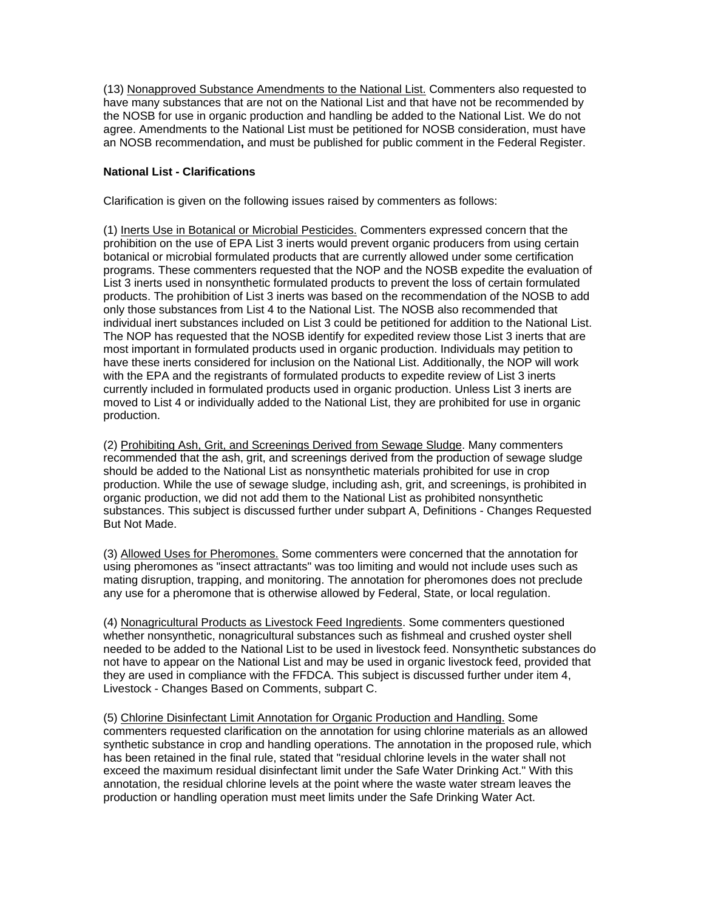(13) Nonapproved Substance Amendments to the National List. Commenters also requested to have many substances that are not on the National List and that have not be recommended by the NOSB for use in organic production and handling be added to the National List. We do not agree. Amendments to the National List must be petitioned for NOSB consideration, must have an NOSB recommendation**,** and must be published for public comment in the Federal Register.

**National List - Clarifications**

Clarification is given on the following issues raised by commenters as follows:

(1) Inerts Use in Botanical or Microbial Pesticides. Commenters expressed concern that the prohibition on the use of EPA List 3 inerts would prevent organic producers from using certain botanical or microbial formulated products that are currently allowed under some certification programs. These commenters requested that the NOP and the NOSB expedite the evaluation of List 3 inerts used in nonsynthetic formulated products to prevent the loss of certain formulated products. The prohibition of List 3 inerts was based on the recommendation of the NOSB to add only those substances from List 4 to the National List. The NOSB also recommended that individual inert substances included on List 3 could be petitioned for addition to the National List. The NOP has requested that the NOSB identify for expedited review those List 3 inerts that are most important in formulated products used in organic production. Individuals may petition to have these inerts considered for inclusion on the National List. Additionally, the NOP will work with the EPA and the registrants of formulated products to expedite review of List 3 inerts currently included in formulated products used in organic production. Unless List 3 inerts are moved to List 4 or individually added to the National List, they are prohibited for use in organic production.

(2) Prohibiting Ash, Grit, and Screenings Derived from Sewage Sludge. Many commenters recommended that the ash, grit, and screenings derived from the production of sewage sludge should be added to the National List as nonsynthetic materials prohibited for use in crop production. While the use of sewage sludge, including ash, grit, and screenings, is prohibited in organic production, we did not add them to the National List as prohibited nonsynthetic substances. This subject is discussed further under subpart A, Definitions - Changes Requested But Not Made.

(3) Allowed Uses for Pheromones. Some commenters were concerned that the annotation for using pheromones as "insect attractants" was too limiting and would not include uses such as mating disruption, trapping, and monitoring. The annotation for pheromones does not preclude any use for a pheromone that is otherwise allowed by Federal, State, or local regulation.

(4) Nonagricultural Products as Livestock Feed Ingredients. Some commenters questioned whether nonsynthetic, nonagricultural substances such as fishmeal and crushed oyster shell needed to be added to the National List to be used in livestock feed. Nonsynthetic substances do not have to appear on the National List and may be used in organic livestock feed, provided that they are used in compliance with the FFDCA. This subject is discussed further under item 4, Livestock - Changes Based on Comments, subpart C.

(5) Chlorine Disinfectant Limit Annotation for Organic Production and Handling. Some commenters requested clarification on the annotation for using chlorine materials as an allowed synthetic substance in crop and handling operations. The annotation in the proposed rule, which has been retained in the final rule, stated that "residual chlorine levels in the water shall not exceed the maximum residual disinfectant limit under the Safe Water Drinking Act." With this annotation, the residual chlorine levels at the point where the waste water stream leaves the production or handling operation must meet limits under the Safe Drinking Water Act.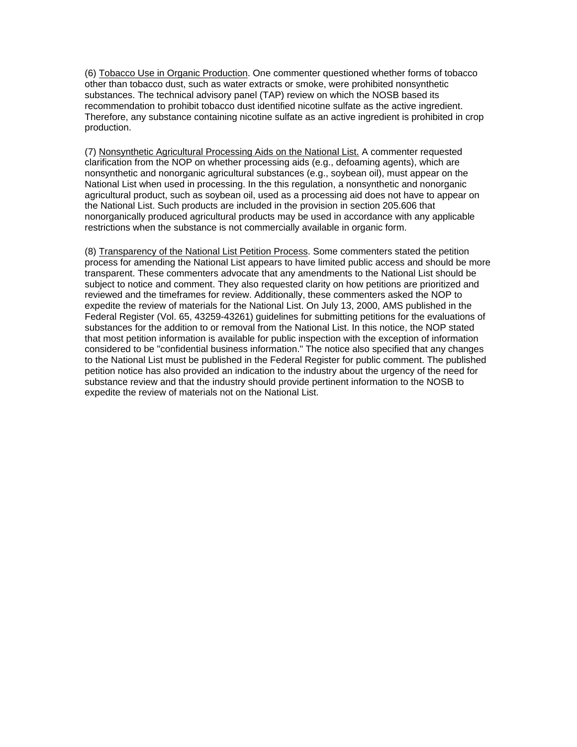(6) Tobacco Use in Organic Production. One commenter questioned whether forms of tobacco other than tobacco dust, such as water extracts or smoke, were prohibited nonsynthetic substances. The technical advisory panel (TAP) review on which the NOSB based its recommendation to prohibit tobacco dust identified nicotine sulfate as the active ingredient. Therefore, any substance containing nicotine sulfate as an active ingredient is prohibited in crop production.

(7) Nonsynthetic Agricultural Processing Aids on the National List. A commenter requested clarification from the NOP on whether processing aids (e.g., defoaming agents), which are nonsynthetic and nonorganic agricultural substances (e.g., soybean oil), must appear on the National List when used in processing. In the this regulation, a nonsynthetic and nonorganic agricultural product, such as soybean oil, used as a processing aid does not have to appear on the National List. Such products are included in the provision in section 205.606 that nonorganically produced agricultural products may be used in accordance with any applicable restrictions when the substance is not commercially available in organic form.

(8) Transparency of the National List Petition Process. Some commenters stated the petition process for amending the National List appears to have limited public access and should be more transparent. These commenters advocate that any amendments to the National List should be subject to notice and comment. They also requested clarity on how petitions are prioritized and reviewed and the timeframes for review. Additionally, these commenters asked the NOP to expedite the review of materials for the National List. On July 13, 2000, AMS published in the Federal Register (Vol. 65, 43259-43261) guidelines for submitting petitions for the evaluations of substances for the addition to or removal from the National List. In this notice, the NOP stated that most petition information is available for public inspection with the exception of information considered to be "confidential business information." The notice also specified that any changes to the National List must be published in the Federal Register for public comment. The published petition notice has also provided an indication to the industry about the urgency of the need for substance review and that the industry should provide pertinent information to the NOSB to expedite the review of materials not on the National List.